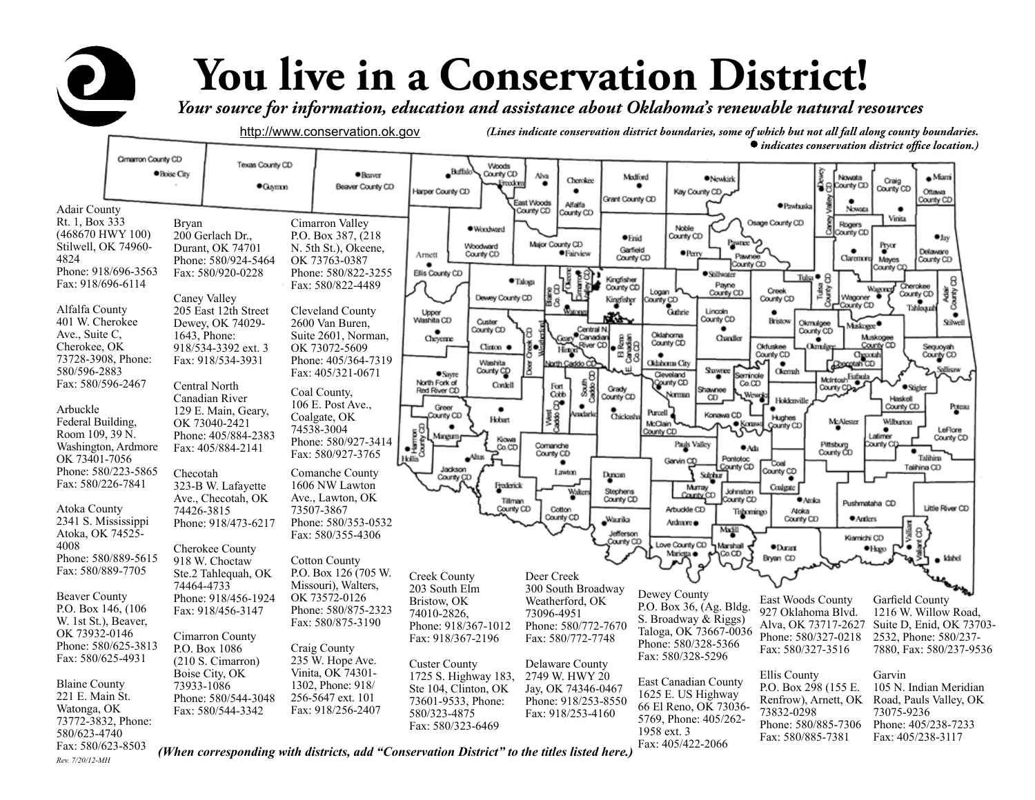# You live in a Conservation District!

***Your source for information, education and assistance about Oklahoma's renewable natural resources***

http://www.conservation.ok.gov

*(Lines indicate conservation district boundaries, some of which but not all fall along county boundaries. ● indicates conservation district office location.)*

**Adair County**
Rt. 1, Box 333 (468670 HWY 100)
Stilwell, OK 74960-4824
Phone: 918/696-3563
Fax: 918/696-6114

**Alfalfa County**
401 W. Cherokee Ave., Suite C, Cherokee, OK 73728-3908, Phone: 580/596-2883
Fax: 580/596-2467

**Arbuckle**
Federal Building, Room 109, 39 N. Washington, Ardmore OK 73401-7056
Phone: 580/223-5865
Fax: 580/226-7841

**Atoka County**
2341 S. Mississippi
Atoka, OK 74525-4008
Phone: 580/889-5615
Fax: 580/889-7705

**Beaver County**
P.O. Box 146, (106 W. 1st St.), Beaver, OK 73932-0146
Phone: 580/625-3813
Fax: 580/625-4931

**Blaine County**
221 E. Main St.
Watonga, OK 73772-3832, Phone: 580/623-4740
Fax: 580/623-8503

**Bryan**
200 Gerlach Dr., Durant, OK 74701
Phone: 580/924-5464
Fax: 580/920-0228

**Caney Valley**
205 East 12th Street
Dewey, OK 74029-1643, Phone: 918/534-3392 ext. 3
Fax: 918/534-3931

**Central North Canadian River**
129 E. Main, Geary, OK 73040-2421
Phone: 405/884-2383
Fax: 405/884-2141

**Checotah**
323-B W. Lafayette Ave., Checotah, OK 74426-3815
Phone: 918/473-6217

**Cherokee County**
918 W. Choctaw Ste.2 Tahlequah, OK 74464-4733
Phone: 918/456-1924
Fax: 918/456-3147

**Cimarron County**
P.O. Box 1086 (210 S. Cimarron)
Boise City, OK 73933-1086
Phone: 580/544-3048
Fax: 580/544-3342

**Cimarron Valley**
P.O. Box 387, (218 N. 5th St.), Okeene, OK 73763-0387
Phone: 580/822-3255
Fax: 580/822-4489

**Cleveland County**
2600 Van Buren, Suite 2601, Norman, OK 73072-5609
Phone: 405/364-7319
Fax: 405/321-0671

**Coal County,**
106 E. Post Ave., Coalgate, OK 74538-3004
Phone: 580/927-3414
Fax: 580/927-3765

**Comanche County**
1606 NW Lawton Ave., Lawton, OK 73507-3867
Phone: 580/353-0532
Fax: 580/355-4306

**Cotton County**
P.O. Box 126 (705 W. Missouri), Walters, OK 73572-0126
Phone: 580/875-2323
Fax: 580/875-3190

**Craig County**
235 W. Hope Ave. Vinita, OK 74301-1302, Phone: 918/256-5647 ext. 101
Fax: 918/256-2407

**Creek County**
203 South Elm
Bristow, OK 74010-2826,
Phone: 918/367-1012
Fax: 918/367-2196

**Custer County**
1725 S. Highway 183, Ste 104, Clinton, OK 73601-9533, Phone: 580/323-4875
Fax: 580/323-6469

**Deer Creek**
300 South Broadway
Weatherford, OK 73096-4951
Phone: 580/772-7670
Fax: 580/772-7748

**Delaware County**
2749 W. HWY 20
Jay, OK 74346-0467
Phone: 918/253-8550
Fax: 918/253-4160

**Dewey County**
P.O. Box 36, (Ag. Bldg. S. Broadway & Riggs)
Taloga, OK 73667-0036
Phone: 580/328-5366
Fax: 580/328-5296

**East Canadian County**
1625 E. US Highway 66 El Reno, OK 73036-5769, Phone: 405/262-1958 ext. 3
Fax: 405/422-2066

**East Woods County**
927 Oklahoma Blvd.
Alva, OK 73717-2627
Phone: 580/327-0218
Fax: 580/327-3516

**Ellis County**
P.O. Box 298 (155 E. Renfrow), Arnett, OK 73832-0298
Phone: 580/885-7306
Fax: 580/885-7381

**Garfield County**
1216 W. Willow Road, Suite D, Enid, OK 73703-2532, Phone: 580/237-7880, Fax: 580/237-9536

**Garvin**
105 N. Indian Meridian Road, Pauls Valley, OK 73075-9236
Phone: 405/238-7233
Fax: 405/238-3117

*(When corresponding with districts, add "Conservation District" to the titles listed here.)*

Rev. 7/20/12-MH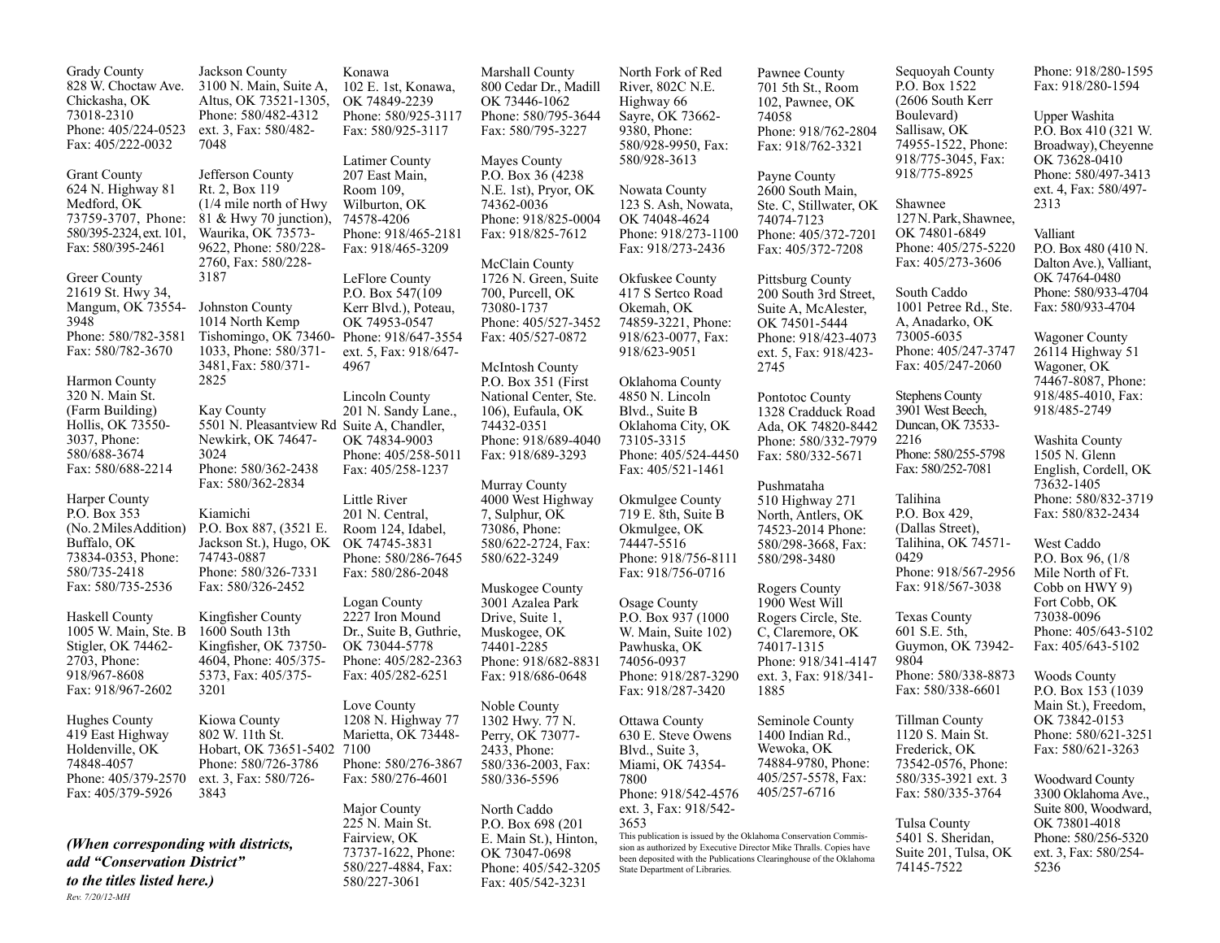Grady County
828 W. Choctaw Ave.
Chickasha, OK 73018-2310
Phone: 405/224-0523
Fax: 405/222-0032

Grant County
624 N. Highway 81
Medford, OK 73759-3707, Phone: 580/395-2324, ext. 101,
Fax: 580/395-2461

Greer County
21619 St. Hwy 34,
Mangum, OK 73554-3948
Phone: 580/782-3581
Fax: 580/782-3670

Harmon County
320 N. Main St.
(Farm Building)
Hollis, OK 73550-3037, Phone: 580/688-3674
Fax: 580/688-2214

Harper County
P.O. Box 353
(No. 2 Miles Addition)
Buffalo, OK 73834-0353, Phone: 580/735-2418
Fax: 580/735-2536

Haskell County
1005 W. Main, Ste. B
Stigler, OK 74462-2703, Phone: 918/967-8608
Fax: 918/967-2602

Hughes County
419 East Highway
Holdenville, OK 74848-4057
Phone: 405/379-2570
Fax: 405/379-5926

Jackson County
3100 N. Main, Suite A,
Altus, OK 73521-1305,
Phone: 580/482-4312 ext. 3, Fax: 580/482-7048

Jefferson County
Rt. 2, Box 119
(1/4 mile north of Hwy 81 & Hwy 70 junction),
Waurika, OK 73573-9622, Phone: 580/228-2760, Fax: 580/228-3187

Johnston County
1014 North Kemp
Tishomingo, OK 73460-1033, Phone: 580/371-3481, Fax: 580/371-2825

Kay County
5501 N. Pleasantview Rd
Newkirk, OK 74647-3024
Phone: 580/362-2438
Fax: 580/362-2834

Kiamichi
P.O. Box 887, (3521 E. Jackson St.), Hugo, OK 74743-0887
Phone: 580/326-7331
Fax: 580/326-2452

Kingfisher County
1600 South 13th
Kingfisher, OK 73750-4604, Phone: 405/375-5373, Fax: 405/375-3201

Kiowa County
802 W. 11th St.
Hobart, OK 73651-5402
Phone: 580/726-3786 ext. 3, Fax: 580/726-3843

Konawa
102 E. 1st, Konawa, OK 74849-2239
Phone: 580/925-3117
Fax: 580/925-3117

Latimer County
207 East Main, Room 109,
Wilburton, OK 74578-4206
Phone: 918/465-2181
Fax: 918/465-3209

LeFlore County
P.O. Box 547(109 Kerr Blvd.), Poteau, OK 74953-0547
Phone: 918/647-3554 ext. 5, Fax: 918/647-4967

Lincoln County
201 N. Sandy Lane., Suite A, Chandler, OK 74834-9003
Phone: 405/258-5011
Fax: 405/258-1237

Little River
201 N. Central, Room 124, Idabel, OK 74745-3831
Phone: 580/286-7645
Fax: 580/286-2048

Logan County
2227 Iron Mound Dr., Suite B, Guthrie, OK 73044-5778
Phone: 405/282-2363
Fax: 405/282-6251

Love County
1208 N. Highway 77
Marietta, OK 73448-7100
Phone: 580/276-3867
Fax: 580/276-4601

Major County
225 N. Main St.
Fairview, OK 73737-1622, Phone: 580/227-4884, Fax: 580/227-3061

Marshall County
800 Cedar Dr., Madill OK 73446-1062
Phone: 580/795-3644
Fax: 580/795-3227

Mayes County
P.O. Box 36 (4238 N.E. 1st), Pryor, OK 74362-0036
Phone: 918/825-0004
Fax: 918/825-7612

McClain County
1726 N. Green, Suite 700, Purcell, OK 73080-1737
Phone: 405/527-3452
Fax: 405/527-0872

McIntosh County
P.O. Box 351 (First National Center, Ste. 106), Eufaula, OK 74432-0351
Phone: 918/689-4040
Fax: 918/689-3293

Murray County
4000 West Highway 7, Sulphur, OK 73086, Phone: 580/622-2724, Fax: 580/622-3249

Muskogee County
3001 Azalea Park Drive, Suite 1, Muskogee, OK 74401-2285
Phone: 918/682-8831
Fax: 918/686-0648

Noble County
1302 Hwy. 77 N. Perry, OK 73077-2433, Phone: 580/336-2003, Fax: 580/336-5596

North Caddo
P.O. Box 698 (201 E. Main St.), Hinton, OK 73047-0698
Phone: 405/542-3205
Fax: 405/542-3231

North Fork of Red River, 802C N.E. Highway 66
Sayre, OK 73662-9380, Phone: 580/928-9950, Fax: 580/928-3613

Nowata County
123 S. Ash, Nowata, OK 74048-4624
Phone: 918/273-1100
Fax: 918/273-2436

Okfuskee County
417 S Sertco Road
Okemah, OK 74859-3221, Phone: 918/623-0077, Fax: 918/623-9051

Oklahoma County
4850 N. Lincoln Blvd., Suite B
Oklahoma City, OK 73105-3315
Phone: 405/524-4450
Fax: 405/521-1461

Okmulgee County
719 E. 8th, Suite B
Okmulgee, OK 74447-5516
Phone: 918/756-8111
Fax: 918/756-0716

Osage County
P.O. Box 937 (1000 W. Main, Suite 102)
Pawhuska, OK 74056-0937
Phone: 918/287-3290
Fax: 918/287-3420

Ottawa County
630 E. Steve Owens Blvd., Suite 3,
Miami, OK 74354-7800
Phone: 918/542-4576 ext. 3, Fax: 918/542-3653

Pawnee County
701 5th St., Room 102, Pawnee, OK 74058
Phone: 918/762-2804
Fax: 918/762-3321

Payne County
2600 South Main, Ste. C, Stillwater, OK 74074-7123
Phone: 405/372-7201
Fax: 405/372-7208

Pittsburg County
200 South 3rd Street, Suite A, McAlester, OK 74501-5444
Phone: 918/423-4073 ext. 5, Fax: 918/423-2745

Pontotoc County
1328 Cradduck Road
Ada, OK 74820-8442
Phone: 580/332-7979
Fax: 580/332-5671

Pushmataha
510 Highway 271 North, Antlers, OK 74523-2014 Phone: 580/298-3668, Fax: 580/298-3480

Rogers County
1900 West Will Rogers Circle, Ste. C, Claremore, OK 74017-1315
Phone: 918/341-4147 ext. 3, Fax: 918/341-1885

Seminole County
1400 Indian Rd., Wewoka, OK 74884-9780, Phone: 405/257-5578, Fax: 405/257-6716

Sequoyah County
P.O. Box 1522
(2606 South Kerr Boulevard)
Sallisaw, OK 74955-1522, Phone: 918/775-3045, Fax: 918/775-8925

Shawnee
127 N. Park, Shawnee, OK 74801-6849
Phone: 405/275-5220
Fax: 405/273-3606

South Caddo
1001 Petree Rd., Ste. A, Anadarko, OK 73005-6035
Phone: 405/247-3747
Fax: 405/247-2060

Stephens County
3901 West Beech, Duncan, OK 73533-2216
Phone: 580/255-5798
Fax: 580/252-7081

Talihina
P.O. Box 429, (Dallas Street), Talihina, OK 74571-0429
Phone: 918/567-2956
Fax: 918/567-3038

Texas County
601 S.E. 5th, Guymon, OK 73942-9804
Phone: 580/338-8873
Fax: 580/338-6601

Tillman County
1120 S. Main St.
Frederick, OK 73542-0576, Phone: 580/335-3921 ext. 3
Fax: 580/335-3764

Tulsa County
5401 S. Sheridan, Suite 201, Tulsa, OK 74145-7522
Phone: 918/280-1595
Fax: 918/280-1594

Upper Washita
P.O. Box 410 (321 W. Broadway), Cheyenne OK 73628-0410
Phone: 580/497-3413 ext. 4, Fax: 580/497-2313

Valliant
P.O. Box 480 (410 N. Dalton Ave.), Valliant, OK 74764-0480
Phone: 580/933-4704
Fax: 580/933-4704

Wagoner County
26114 Highway 51
Wagoner, OK 74467-8087, Phone: 918/485-4010, Fax: 918/485-2749

Washita County
1505 N. Glenn English, Cordell, OK 73632-1405
Phone: 580/832-3719
Fax: 580/832-2434

West Caddo
P.O. Box 96, (1/8 Mile North of Ft. Cobb on HWY 9)
Fort Cobb, OK 73038-0096
Phone: 405/643-5102
Fax: 405/643-5102

Woods County
P.O. Box 153 (1039 Main St.), Freedom, OK 73842-0153
Phone: 580/621-3251
Fax: 580/621-3263

Woodward County
3300 Oklahoma Ave., Suite 800, Woodward, OK 73801-4018
Phone: 580/256-5320 ext. 3, Fax: 580/254-5236

***(When corresponding with districts, add "Conservation District" to the titles listed here.)***

*Rev. 7/20/12-MH*

This publication is issued by the Oklahoma Conservation Commission as authorized by Executive Director Mike Thralls. Copies have been deposited with the Publications Clearinghouse of the Oklahoma State Department of Libraries.